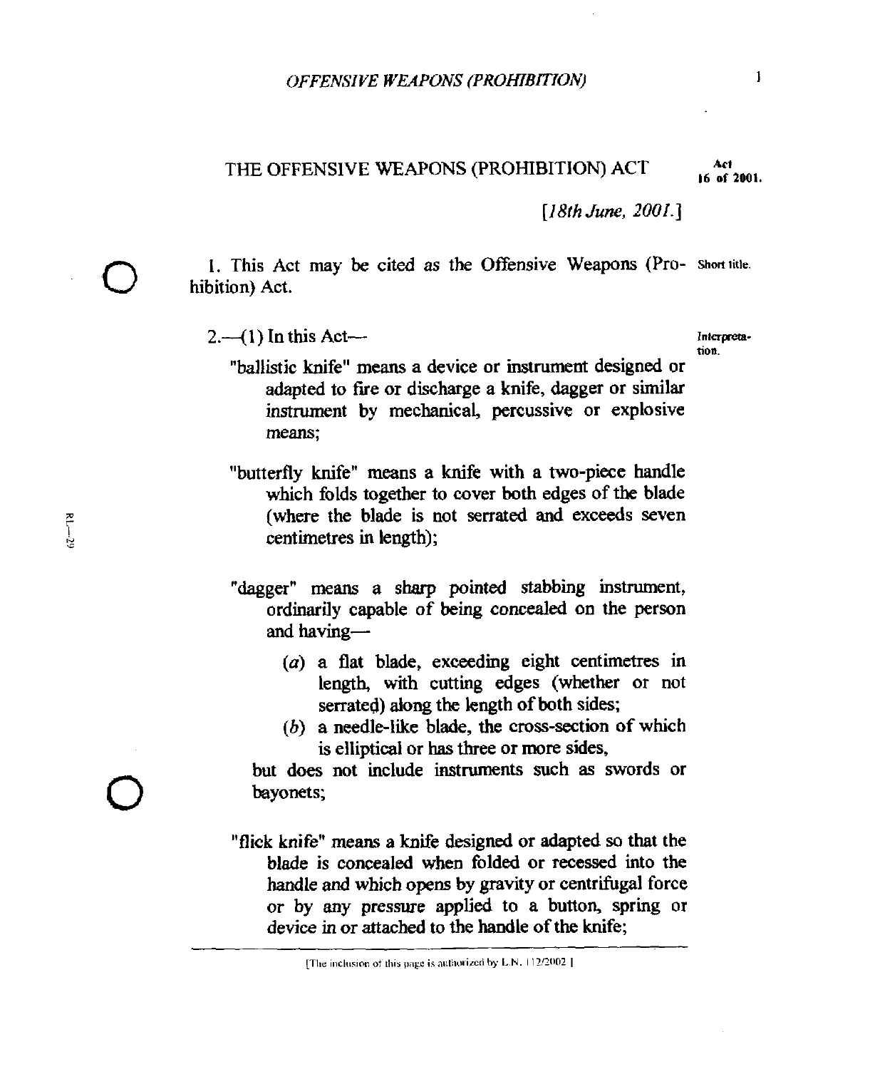# THE OFFENSIVE WEAPONS (PROHIBITION) ACT

Act 16 of 2001.

*[18th June, 2001.]*

Short title.

1. This Act may be cited as the Offensive Weapons (Prohibition) Act.

Interpretation.

2.—(1) In this Act—

"ballistic knife" means a device or instrument designed or adapted to fire or discharge a knife, dagger or similar instrument by mechanical, percussive or explosive means;

"butterfly knife" means a knife with a two-piece handle which folds together to cover both edges of the blade (where the blade is not serrated and exceeds seven centimetres in length);

"dagger" means a sharp pointed stabbing instrument, ordinarily capable of being concealed on the person and having—

- (*a*) a flat blade, exceeding eight centimetres in length, with cutting edges (whether or not serrated) along the length of both sides;
- (*b*) a needle-like blade, the cross-section of which is elliptical or has three or more sides,

but does not include instruments such as swords or bayonets;

"flick knife" means a knife designed or adapted so that the blade is concealed when folded or recessed into the handle and which opens by gravity or centrifugal force or by any pressure applied to a button, spring or device in or attached to the handle of the knife;

[The inclusion of this page is authorized by L.N. 112/2002 ]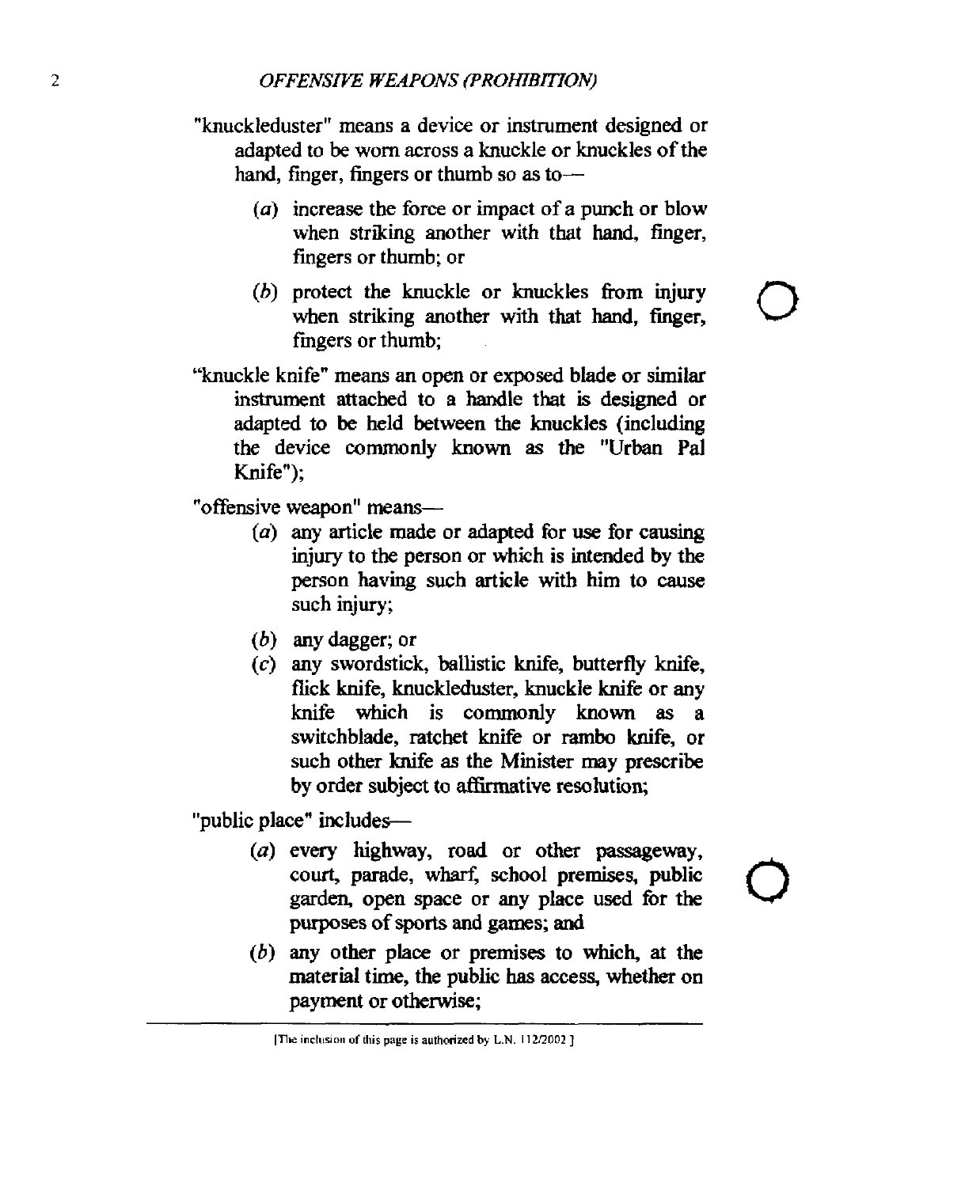"knuckleduster" means a device or instrument designed or adapted to be worn across a knuckle or knuckles of the hand, finger, fingers or thumb so as to—

> (*a*) increase the force or impact of a punch or blow when striking another with that hand, finger, fingers or thumb; or
>
> (*b*) protect the knuckle or knuckles from injury when striking another with that hand, finger, fingers or thumb;

"knuckle knife" means an open or exposed blade or similar instrument attached to a handle that is designed or adapted to be held between the knuckles (including the device commonly known as the "Urban Pal Knife");

"offensive weapon" means—

> (*a*) any article made or adapted for use for causing injury to the person or which is intended by the person having such article with him to cause such injury;
>
> (*b*) any dagger; or
>
> (*c*) any swordstick, ballistic knife, butterfly knife, flick knife, knuckleduster, knuckle knife or any knife which is commonly known as a switchblade, ratchet knife or rambo knife, or such other knife as the Minister may prescribe by order subject to affirmative resolution;

"public place" includes—

> (*a*) every highway, road or other passageway, court, parade, wharf, school premises, public garden, open space or any place used for the purposes of sports and games; and
>
> (*b*) any other place or premises to which, at the material time, the public has access, whether on payment or otherwise;

[The inclusion of this page is authorized by L.N. 112/2002]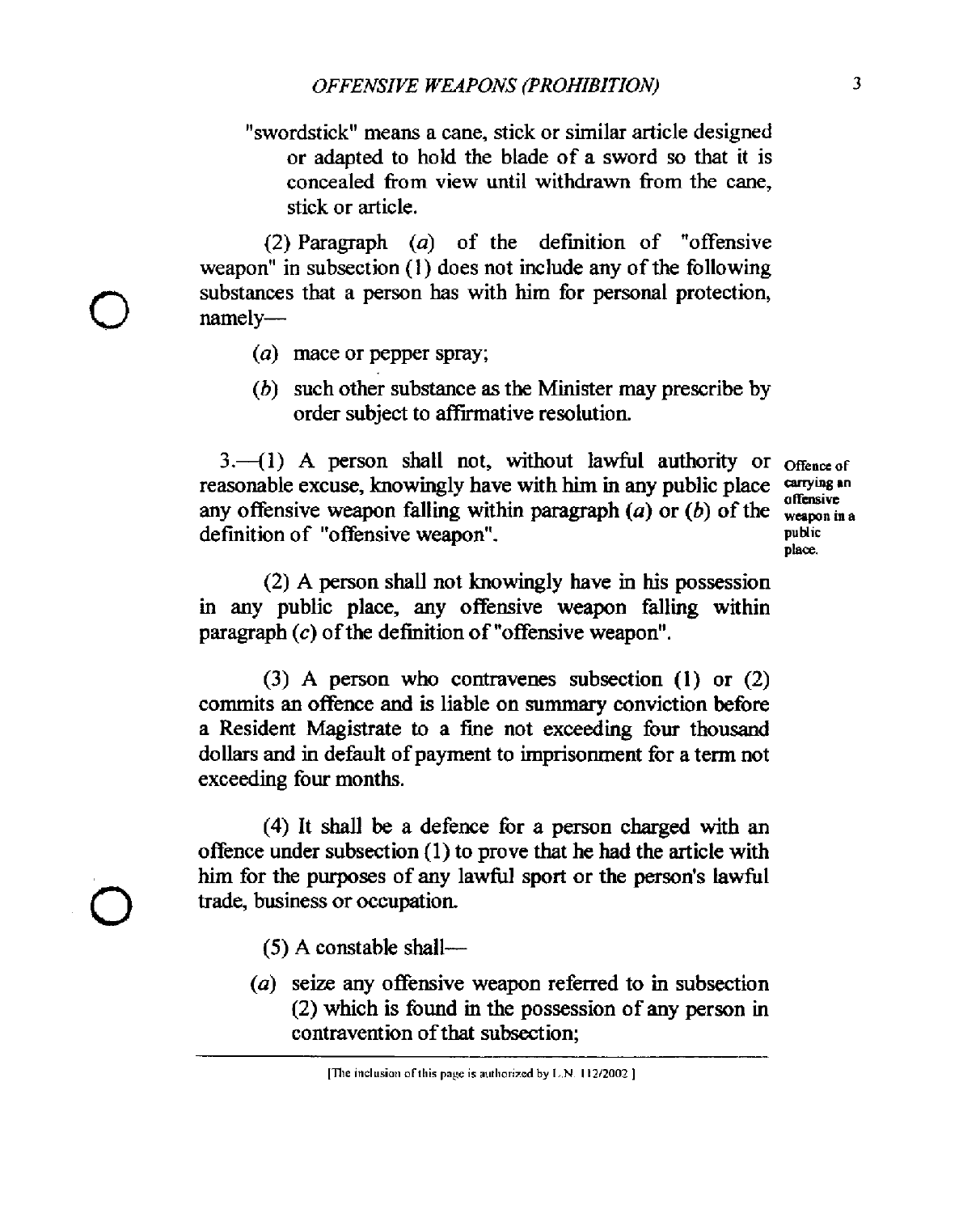"swordstick" means a cane, stick or similar article designed or adapted to hold the blade of a sword so that it is concealed from view until withdrawn from the cane, stick or article.

(2) Paragraph (*a*) of the definition of "offensive weapon" in subsection (1) does not include any of the following substances that a person has with him for personal protection, namely—

(*a*) mace or pepper spray;

(*b*) such other substance as the Minister may prescribe by order subject to affirmative resolution.

**Offence of carrying an offensive weapon in a public place.**

3.—(1) A person shall not, without lawful authority or reasonable excuse, knowingly have with him in any public place any offensive weapon falling within paragraph (*a*) or (*b*) of the definition of "offensive weapon".

(2) A person shall not knowingly have in his possession in any public place, any offensive weapon falling within paragraph (*c*) of the definition of "offensive weapon".

(3) A person who contravenes subsection (1) or (2) commits an offence and is liable on summary conviction before a Resident Magistrate to a fine not exceeding four thousand dollars and in default of payment to imprisonment for a term not exceeding four months.

(4) It shall be a defence for a person charged with an offence under subsection (1) to prove that he had the article with him for the purposes of any lawful sport or the person's lawful trade, business or occupation.

(5) A constable shall—

(*a*) seize any offensive weapon referred to in subsection (2) which is found in the possession of any person in contravention of that subsection;

[The inclusion of this page is authorized by L.N. 112/2002]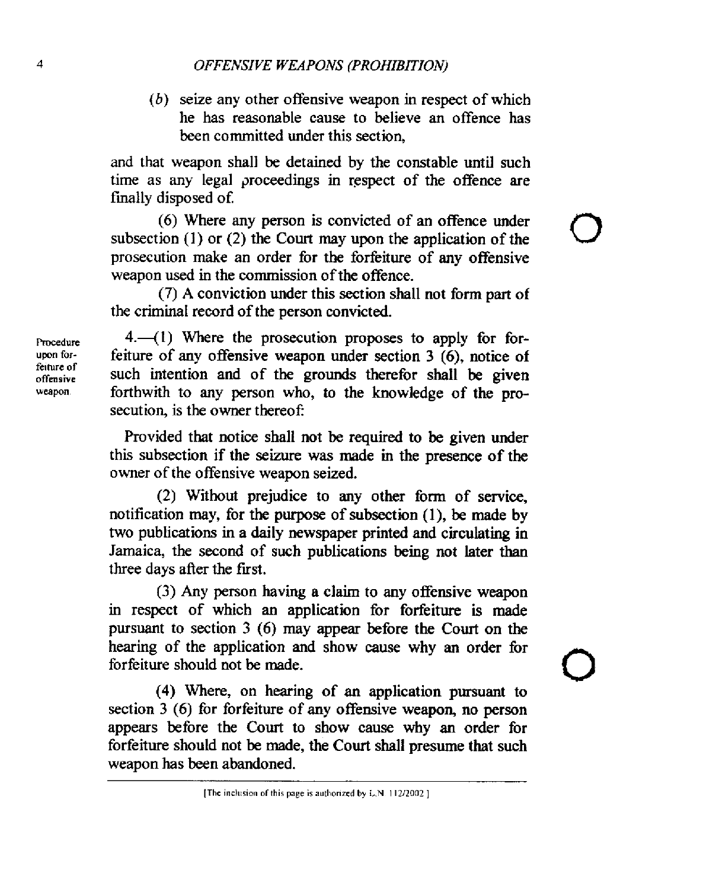(b) seize any other offensive weapon in respect of which he has reasonable cause to believe an offence has been committed under this section,

and that weapon shall be detained by the constable until such time as any legal proceedings in respect of the offence are finally disposed of.

(6) Where any person is convicted of an offence under subsection (1) or (2) the Court may upon the application of the prosecution make an order for the forfeiture of any offensive weapon used in the commission of the offence.

(7) A conviction under this section shall not form part of the criminal record of the person convicted.

Procedure upon forfeiture of offensive weapon.

4.—(1) Where the prosecution proposes to apply for forfeiture of any offensive weapon under section 3 (6), notice of such intention and of the grounds therefor shall be given forthwith to any person who, to the knowledge of the prosecution, is the owner thereof:

Provided that notice shall not be required to be given under this subsection if the seizure was made in the presence of the owner of the offensive weapon seized.

(2) Without prejudice to any other form of service, notification may, for the purpose of subsection (1), be made by two publications in a daily newspaper printed and circulating in Jamaica, the second of such publications being not later than three days after the first.

(3) Any person having a claim to any offensive weapon in respect of which an application for forfeiture is made pursuant to section 3 (6) may appear before the Court on the hearing of the application and show cause why an order for forfeiture should not be made.

(4) Where, on hearing of an application pursuant to section 3 (6) for forfeiture of any offensive weapon, no person appears before the Court to show cause why an order for forfeiture should not be made, the Court shall presume that such weapon has been abandoned.

[The inclusion of this page is authorized by L.N. 112/2002]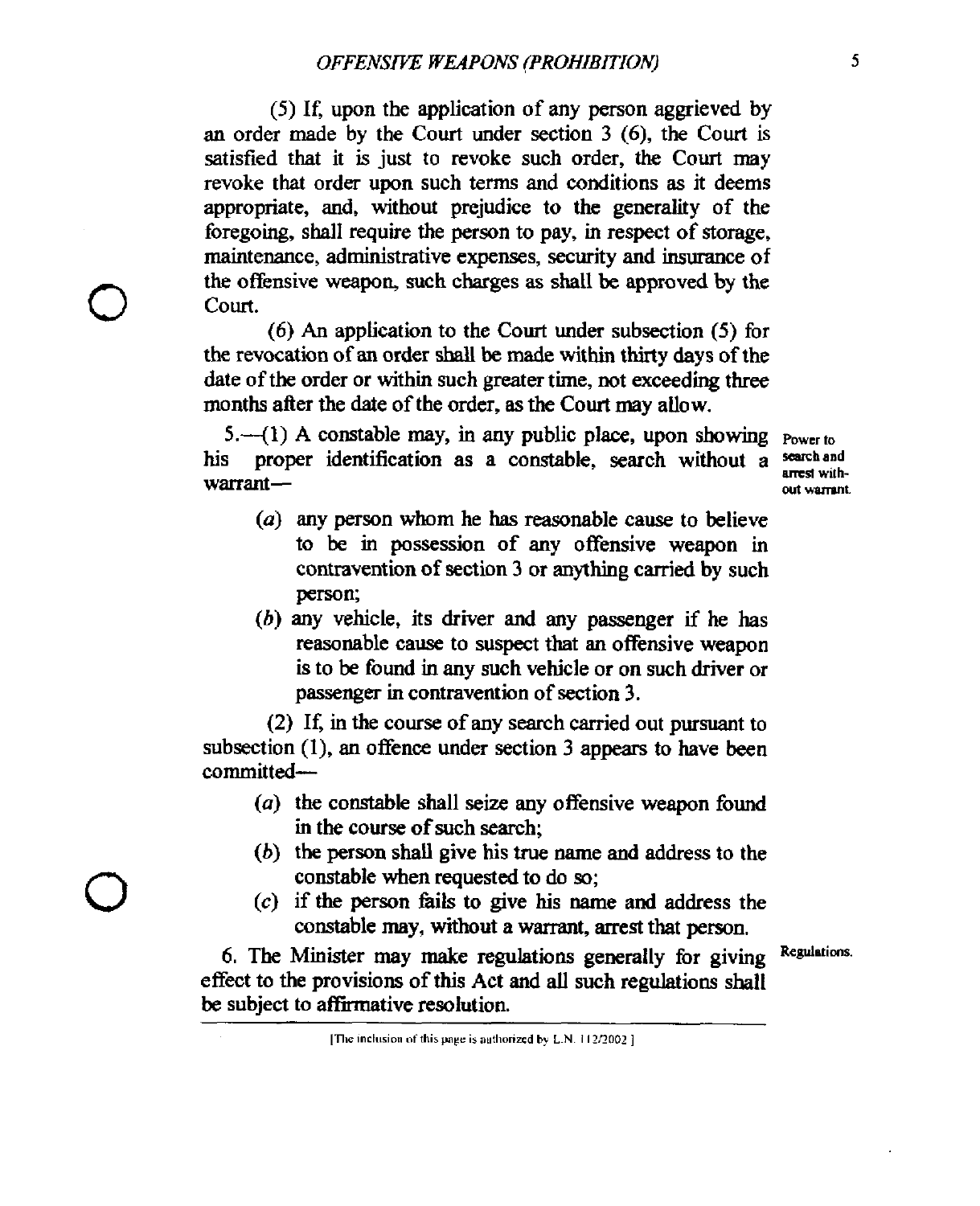(5) If, upon the application of any person aggrieved by an order made by the Court under section 3 (6), the Court is satisfied that it is just to revoke such order, the Court may revoke that order upon such terms and conditions as it deems appropriate, and, without prejudice to the generality of the foregoing, shall require the person to pay, in respect of storage, maintenance, administrative expenses, security and insurance of the offensive weapon, such charges as shall be approved by the Court.

(6) An application to the Court under subsection (5) for the revocation of an order shall be made within thirty days of the date of the order or within such greater time, not exceeding three months after the date of the order, as the Court may allow.

Power to search and arrest without warrant.

5.—(1) A constable may, in any public place, upon showing his proper identification as a constable, search without a warrant—

(*a*) any person whom he has reasonable cause to believe to be in possession of any offensive weapon in contravention of section 3 or anything carried by such person;

(*b*) any vehicle, its driver and any passenger if he has reasonable cause to suspect that an offensive weapon is to be found in any such vehicle or on such driver or passenger in contravention of section 3.

(2) If, in the course of any search carried out pursuant to subsection (1), an offence under section 3 appears to have been committed—

(*a*) the constable shall seize any offensive weapon found in the course of such search;

(*b*) the person shall give his true name and address to the constable when requested to do so;

(*c*) if the person fails to give his name and address the constable may, without a warrant, arrest that person.

Regulations.

6. The Minister may make regulations generally for giving effect to the provisions of this Act and all such regulations shall be subject to affirmative resolution.

[The inclusion of this page is authorized by L.N. 112/2002]